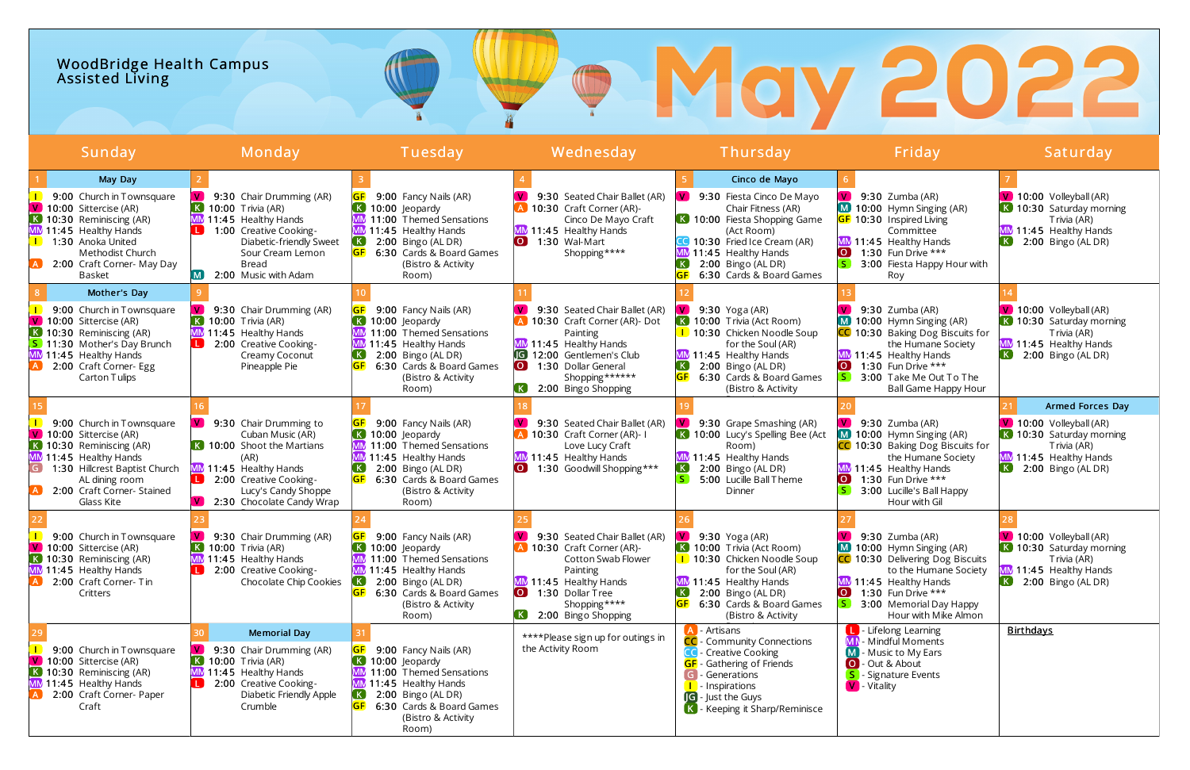# WoodBridge Health Campus
## Assisted Living

# May 2022

| Sunday | Monday | Tuesday | Wednesday | Thursday | Friday | Saturday |
|---|---|---|---|---|---|---|
| **1** May Day<br>I 9:00 Church in Townsquare<br>V 10:00 Sittercise (AR)<br>K 10:30 Reminiscing (AR)<br>MM 11:45 Healthy Hands<br>I 1:30 Anoka United Methodist Church<br>A 2:00 Craft Corner- May Day Basket | **2**<br>V 9:30 Chair Drumming (AR)<br>K 10:00 Trivia (AR)<br>MM 11:45 Healthy Hands<br>L 1:00 Creative Cooking- Diabetic-friendly Sweet Sour Cream Lemon Bread<br>M 2:00 Music with Adam | **3**<br>GF 9:00 Fancy Nails (AR)<br>K 10:00 Jeopardy<br>MM 11:00 Themed Sensations<br>MM 11:45 Healthy Hands<br>K 2:00 Bingo (AL DR)<br>GF 6:30 Cards & Board Games (Bistro & Activity Room) | **4**<br>V 9:30 Seated Chair Ballet (AR)<br>A 10:30 Craft Corner (AR)- Cinco De Mayo Craft<br>MM 11:45 Healthy Hands<br>O 1:30 Wal-Mart Shopping**** | **5** Cinco de Mayo<br>V 9:30 Fiesta Cinco De Mayo Chair Fitness (AR)<br>K 10:00 Fiesta Shopping Game (Act Room)<br>CC 10:30 Fried Ice Cream (AR)<br>MM 11:45 Healthy Hands<br>K 2:00 Bingo (AL DR)<br>GF 6:30 Cards & Board Games | **6**<br>V 9:30 Zumba (AR)<br>M 10:00 Hymn Singing (AR)<br>GF 10:30 Inspired Living Committee<br>MM 11:45 Healthy Hands<br>O 1:30 Fun Drive ***<br>S 3:00 Fiesta Happy Hour with Roy | **7**<br>V 10:00 Volleyball (AR)<br>K 10:30 Saturday morning Trivia (AR)<br>MM 11:45 Healthy Hands<br>K 2:00 Bingo (AL DR) |
| **8** Mother's Day<br>I 9:00 Church in Townsquare<br>V 10:00 Sittercise (AR)<br>K 10:30 Reminiscing (AR)<br>S 11:30 Mother's Day Brunch<br>MM 11:45 Healthy Hands<br>A 2:00 Craft Corner- Egg Carton Tulips | **9**<br>V 9:30 Chair Drumming (AR)<br>K 10:00 Trivia (AR)<br>MM 11:45 Healthy Hands<br>L 2:00 Creative Cooking- Creamy Coconut Pineapple Pie | **10**<br>GF 9:00 Fancy Nails (AR)<br>K 10:00 Jeopardy<br>MM 11:00 Themed Sensations<br>MM 11:45 Healthy Hands<br>K 2:00 Bingo (AL DR)<br>GF 6:30 Cards & Board Games (Bistro & Activity Room) | **11**<br>V 9:30 Seated Chair Ballet (AR)<br>A 10:30 Craft Corner (AR)- Dot Painting<br>MM 11:45 Healthy Hands<br>JG 12:00 Gentlemen's Club<br>O 1:30 Dollar General Shopping******<br>K 2:00 Bingo Shopping | **12**<br>V 9:30 Yoga (AR)<br>K 10:00 Trivia (Act Room)<br>I 10:30 Chicken Noodle Soup for the Soul (AR)<br>MM 11:45 Healthy Hands<br>K 2:00 Bingo (AL DR)<br>GF 6:30 Cards & Board Games (Bistro & Activity | **13**<br>V 9:30 Zumba (AR)<br>M 10:00 Hymn Singing (AR)<br>CC 10:30 Baking Dog Biscuits for the Humane Society<br>MM 11:45 Healthy Hands<br>O 1:30 Fun Drive ***<br>S 3:00 Take Me Out To The Ball Game Happy Hour | **14**<br>V 10:00 Volleyball (AR)<br>K 10:30 Saturday morning Trivia (AR)<br>MM 11:45 Healthy Hands<br>K 2:00 Bingo (AL DR) |
| **15**<br>I 9:00 Church in Townsquare<br>V 10:00 Sittercise (AR)<br>MM 11:45 Healthy Hands<br>G 1:30 Hillcrest Baptist Church AL dining room<br>A 2:00 Craft Corner- Stained Glass Kite | **16**<br>V 9:30 Chair Drumming to Cuban Music (AR)<br>K 10:00 Shoot the Martians (AR)<br>MM 11:45 Healthy Hands<br>L 2:00 Creative Cooking- Lucy's Candy Shoppe<br>V 2:30 Chocolate Candy Wrap | **17**<br>GF 9:00 Fancy Nails (AR)<br>K 10:00 Jeopardy<br>MM 11:00 Themed Sensations<br>MM 11:45 Healthy Hands<br>K 2:00 Bingo (AL DR)<br>GF 6:30 Cards & Board Games (Bistro & Activity Room) | **18**<br>V 9:30 Seated Chair Ballet (AR)<br>A 10:30 Craft Corner (AR)- I Love Lucy Craft<br>MM 11:45 Healthy Hands<br>O 1:30 Goodwill Shopping*** | **19**<br>V 9:30 Grape Smashing (AR)<br>K 10:00 Lucy's Spelling Bee (Act Room)<br>MM 11:45 Healthy Hands<br>K 2:00 Bingo (AL DR)<br>S 5:00 Lucille Ball Theme Dinner | **20**<br>V 9:30 Zumba (AR)<br>M 10:00 Hymn Singing (AR)<br>CC 10:30 Baking Dog Biscuits for the Humane Society<br>MM 11:45 Healthy Hands<br>O 1:30 Fun Drive ***<br>S 3:00 Lucille's Ball Happy Hour with Gil | **21** Armed Forces Day<br>V 10:00 Volleyball (AR)<br>K 10:30 Saturday morning Trivia (AR)<br>MM 11:45 Healthy Hands<br>K 2:00 Bingo (AL DR) |
| **22**<br>I 9:00 Church in Townsquare<br>V 10:00 Sittercise (AR)<br>K 10:30 Reminiscing (AR)<br>MM 11:45 Healthy Hands<br>A 2:00 Craft Corner- Tin Critters | **23**<br>V 9:30 Chair Drumming (AR)<br>K 10:00 Trivia (AR)<br>MM 11:45 Healthy Hands<br>L 2:00 Creative Cooking- Chocolate Chip Cookies | **24**<br>GF 9:00 Fancy Nails (AR)<br>K 10:00 Jeopardy<br>MM 11:00 Themed Sensations<br>MM 11:45 Healthy Hands<br>K 2:00 Bingo (AL DR)<br>GF 6:30 Cards & Board Games (Bistro & Activity Room) | **25**<br>V 9:30 Seated Chair Ballet (AR)<br>A 10:30 Craft Corner (AR)- Cotton Swab Flower Painting<br>MM 11:45 Healthy Hands<br>O 1:30 Dollar Tree Shopping****<br>K 2:00 Bingo Shopping | **26**<br>V 9:30 Yoga (AR)<br>K 10:00 Trivia (Act Room)<br>I 10:30 Chicken Noodle Soup for the Soul (AR)<br>MM 11:45 Healthy Hands<br>K 2:00 Bingo (AL DR)<br>GF 6:30 Cards & Board Games (Bistro & Activity | **27**<br>V 9:30 Zumba (AR)<br>M 10:00 Hymn Singing (AR)<br>CC 10:30 Delivering Dog Biscuits to the Humane Society<br>MM 11:45 Healthy Hands<br>O 1:30 Fun Drive ***<br>S 3:00 Memorial Day Happy Hour with Mike Almon | **28**<br>V 10:00 Volleyball (AR)<br>K 10:30 Saturday morning Trivia (AR)<br>MM 11:45 Healthy Hands<br>K 2:00 Bingo (AL DR) |
| **29**<br>I 9:00 Church in Townsquare<br>V 10:00 Sittercise (AR)<br>K 10:30 Reminiscing (AR)<br>MM 11:45 Healthy Hands<br>A 2:00 Craft Corner- Paper Craft | **30** Memorial Day<br>V 9:30 Chair Drumming (AR)<br>K 10:00 Trivia (AR)<br>MM 11:45 Healthy Hands<br>L 2:00 Creative Cooking- Diabetic Friendly Apple Crumble | **31**<br>GF 9:00 Fancy Nails (AR)<br>K 10:00 Jeopardy<br>MM 11:00 Themed Sensations<br>MM 11:45 Healthy Hands<br>K 2:00 Bingo (AL DR)<br>GF 6:30 Cards & Board Games (Bistro & Activity Room) | ****Please sign up for outings in the Activity Room | A - Artisans<br>CC - Community Connections<br>CC - Creative Cooking<br>GF - Gathering of Friends<br>G - Generations<br>I - Inspirations<br>JG - Just the Guys<br>K - Keeping it Sharp/Reminisce | L - Lifelong Learning<br>MM - Mindful Moments<br>M - Music to My Ears<br>O - Out & About<br>S - Signature Events<br>V - Vitality | **Birthdays** |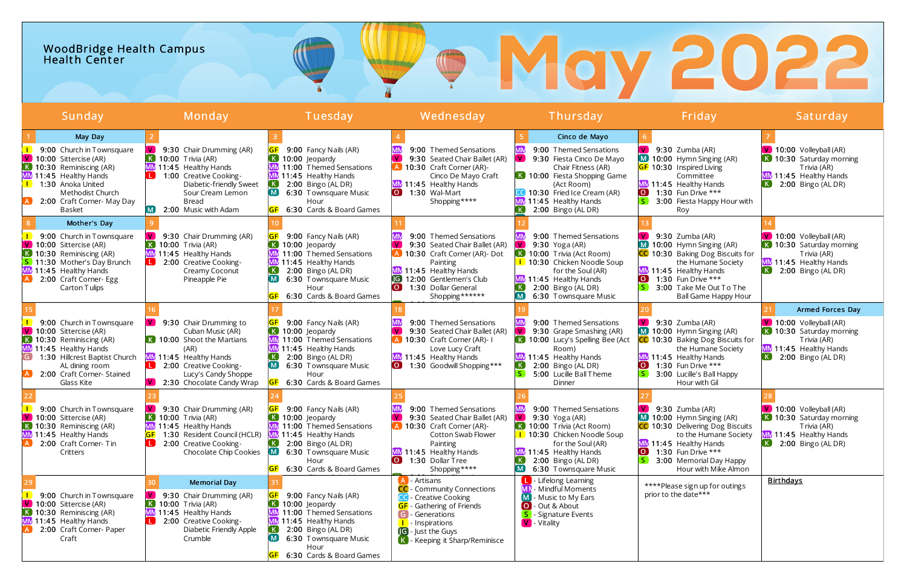# WoodBridge Health Campus Health Center

# May 2022

| Sunday | Monday | Tuesday | Wednesday | Thursday | Friday | Saturday |
|---|---|---|---|---|---|---|
| **1** **May Day**<br>I 9:00 Church in Townsquare<br>V 10:00 Sittercise (AR)<br>K 10:30 Reminiscing (AR)<br>MM 11:45 Healthy Hands<br>I 1:30 Anoka United Methodist Church<br>A 2:00 Craft Corner- May Day Basket | **2**<br>V 9:30 Chair Drumming (AR)<br>K 10:00 Trivia (AR)<br>MM 11:45 Healthy Hands<br>L 1:00 Creative Cooking- Diabetic-friendly Sweet Sour Cream Lemon Bread<br>M 2:00 Music with Adam | **3**<br>GF 9:00 Fancy Nails (AR)<br>K 10:00 Jeopardy<br>MM 11:00 Themed Sensations<br>MM 11:45 Healthy Hands<br>K 2:00 Bingo (AL DR)<br>M 6:30 Townsquare Music Hour<br>GF 6:30 Cards & Board Games | **4**<br>MM 9:00 Themed Sensations<br>V 9:30 Seated Chair Ballet (AR)<br>A 10:30 Craft Corner (AR)- Cinco De Mayo Craft<br>MM 11:45 Healthy Hands<br>O 1:30 Wal-Mart Shopping**** | **5** **Cinco de Mayo**<br>MM 9:00 Themed Sensations<br>V 9:30 Fiesta Cinco De Mayo Chair Fitness (AR)<br>K 10:00 Fiesta Shopping Game (Act Room)<br>CC 10:30 Fried Ice Cream (AR)<br>MM 11:45 Healthy Hands<br>K 2:00 Bingo (AL DR) | **6**<br>V 9:30 Zumba (AR)<br>M 10:00 Hymn Singing (AR)<br>GF 10:30 Inspired Living Committee<br>MM 11:45 Healthy Hands<br>O 1:30 Fun Drive ***<br>S 3:00 Fiesta Happy Hour with Roy | **7**<br>V 10:00 Volleyball (AR)<br>K 10:30 Saturday morning Trivia (AR)<br>MM 11:45 Healthy Hands<br>K 2:00 Bingo (AL DR) |
| **8** **Mother's Day**<br>I 9:00 Church in Townsquare<br>V 10:00 Sittercise (AR)<br>K 10:30 Reminiscing (AR)<br>S 11:30 Mother's Day Brunch<br>MM 11:45 Healthy Hands<br>A 2:00 Craft Corner- Egg Carton Tulips | **9**<br>V 9:30 Chair Drumming (AR)<br>K 10:00 Trivia (AR)<br>MM 11:45 Healthy Hands<br>L 2:00 Creative Cooking- Creamy Coconut Pineapple Pie | **10**<br>GF 9:00 Fancy Nails (AR)<br>K 10:00 Jeopardy<br>MM 11:00 Themed Sensations<br>MM 11:45 Healthy Hands<br>K 2:00 Bingo (AL DR)<br>M 6:30 Townsquare Music Hour<br>GF 6:30 Cards & Board Games | **11**<br>MM 9:00 Themed Sensations<br>V 9:30 Seated Chair Ballet (AR)<br>A 10:30 Craft Corner (AR)- Dot Painting<br>MM 11:45 Healthy Hands<br>JG 12:00 Gentlemen's Club<br>O 1:30 Dollar General Shopping****** | **12**<br>MM 9:00 Themed Sensations<br>V 9:30 Yoga (AR)<br>K 10:00 Trivia (Act Room)<br>I 10:30 Chicken Noodle Soup for the Soul (AR)<br>MM 11:45 Healthy Hands<br>K 2:00 Bingo (AL DR)<br>M 6:30 Townsquare Music | **13**<br>V 9:30 Zumba (AR)<br>M 10:00 Hymn Singing (AR)<br>CC 10:30 Baking Dog Biscuits for the Humane Society<br>MM 11:45 Healthy Hands<br>O 1:30 Fun Drive ***<br>S 3:00 Take Me Out To The Ball Game Happy Hour | **14**<br>V 10:00 Volleyball (AR)<br>K 10:30 Saturday morning Trivia (AR)<br>MM 11:45 Healthy Hands<br>K 2:00 Bingo (AL DR) |
| **15**<br>I 9:00 Church in Townsquare<br>V 10:00 Sittercise (AR)<br>K 10:30 Reminiscing (AR)<br>MM 11:45 Healthy Hands<br>G 1:30 Hillcrest Baptist Church AL dining room<br>A 2:00 Craft Corner- Stained Glass Kite | **16**<br>V 9:30 Chair Drumming to Cuban Music (AR)<br>K 10:00 Shoot the Martians (AR)<br>MM 11:45 Healthy Hands<br>L 2:00 Creative Cooking- Lucy's Candy Shoppe<br>V 2:30 Chocolate Candy Wrap | **17**<br>GF 9:00 Fancy Nails (AR)<br>K 10:00 Jeopardy<br>MM 11:00 Themed Sensations<br>MM 11:45 Healthy Hands<br>K 2:00 Bingo (AL DR)<br>M 6:30 Townsquare Music Hour<br>GF 6:30 Cards & Board Games | **18**<br>MM 9:00 Themed Sensations<br>V 9:30 Seated Chair Ballet (AR)<br>A 10:30 Craft Corner (AR)- I Love Lucy Craft<br>MM 11:45 Healthy Hands<br>O 1:30 Goodwill Shopping*** | **19**<br>MM 9:00 Themed Sensations<br>V 9:30 Grape Smashing (AR)<br>K 10:00 Lucy's Spelling Bee (Act Room)<br>MM 11:45 Healthy Hands<br>K 2:00 Bingo (AL DR)<br>S 5:00 Lucille Ball Theme Dinner | **20**<br>V 9:30 Zumba (AR)<br>M 10:00 Hymn Singing (AR)<br>CC 10:30 Baking Dog Biscuits for the Humane Society<br>MM 11:45 Healthy Hands<br>O 1:30 Fun Drive ***<br>S 3:00 Lucille's Ball Happy Hour with Gil | **21** **Armed Forces Day**<br>V 10:00 Volleyball (AR)<br>K 10:30 Saturday morning Trivia (AR)<br>MM 11:45 Healthy Hands<br>K 2:00 Bingo (AL DR) |
| **22**<br>I 9:00 Church in Townsquare<br>V 10:00 Sittercise (AR)<br>K 10:30 Reminiscing (AR)<br>MM 11:45 Healthy Hands<br>A 2:00 Craft Corner- Tin Critters | **23**<br>V 9:30 Chair Drumming (AR)<br>K 10:00 Trivia (AR)<br>MM 11:45 Healthy Hands<br>GF 1:30 Resident Council (HCLR)<br>L 2:00 Creative Cooking- Chocolate Chip Cookies | **24**<br>GF 9:00 Fancy Nails (AR)<br>K 10:00 Jeopardy<br>MM 11:00 Themed Sensations<br>MM 11:45 Healthy Hands<br>K 2:00 Bingo (AL DR)<br>M 6:30 Townsquare Music Hour<br>GF 6:30 Cards & Board Games | **25**<br>MM 9:00 Themed Sensations<br>V 9:30 Seated Chair Ballet (AR)<br>A 10:30 Craft Corner (AR)- Cotton Swab Flower Painting<br>MM 11:45 Healthy Hands<br>O 1:30 Dollar Tree Shopping**** | **26**<br>MM 9:00 Themed Sensations<br>V 9:30 Yoga (AR)<br>K 10:00 Trivia (Act Room)<br>I 10:30 Chicken Noodle Soup for the Soul (AR)<br>MM 11:45 Healthy Hands<br>K 2:00 Bingo (AL DR)<br>M 6:30 Townsquare Music | **27**<br>V 9:30 Zumba (AR)<br>M 10:00 Hymn Singing (AR)<br>CC 10:30 Delivering Dog Biscuits to the Humane Society<br>MM 11:45 Healthy Hands<br>O 1:30 Fun Drive ***<br>S 3:00 Memorial Day Happy Hour with Mike Almon | **28**<br>V 10:00 Volleyball (AR)<br>K 10:30 Saturday morning Trivia (AR)<br>MM 11:45 Healthy Hands<br>K 2:00 Bingo (AL DR) |
| **29**<br>I 9:00 Church in Townsquare<br>V 10:00 Sittercise (AR)<br>K 10:30 Reminiscing (AR)<br>MM 11:45 Healthy Hands<br>A 2:00 Craft Corner- Paper Craft | **30** **Memorial Day**<br>V 9:30 Chair Drumming (AR)<br>K 10:00 Trivia (AR)<br>MM 11:45 Healthy Hands<br>L 2:00 Creative Cooking- Diabetic Friendly Apple Crumble | **31**<br>GF 9:00 Fancy Nails (AR)<br>K 10:00 Jeopardy<br>MM 11:00 Themed Sensations<br>MM 11:45 Healthy Hands<br>K 2:00 Bingo (AL DR)<br>M 6:30 Townsquare Music Hour<br>GF 6:30 Cards & Board Games | A - Artisans<br>CC - Community Connections<br>CC - Creative Cooking<br>GF - Gathering of Friends<br>G - Generations<br>I - Inspirations<br>JG - Just the Guys<br>K - Keeping it Sharp/Reminisce | L - Lifelong Learning<br>MM - Mindful Moments<br>M - Music to My Ears<br>O - Out & About<br>S - Signature Events<br>V - Vitality | ****Please sign up for outings prior to the date*** | **Birthdays** |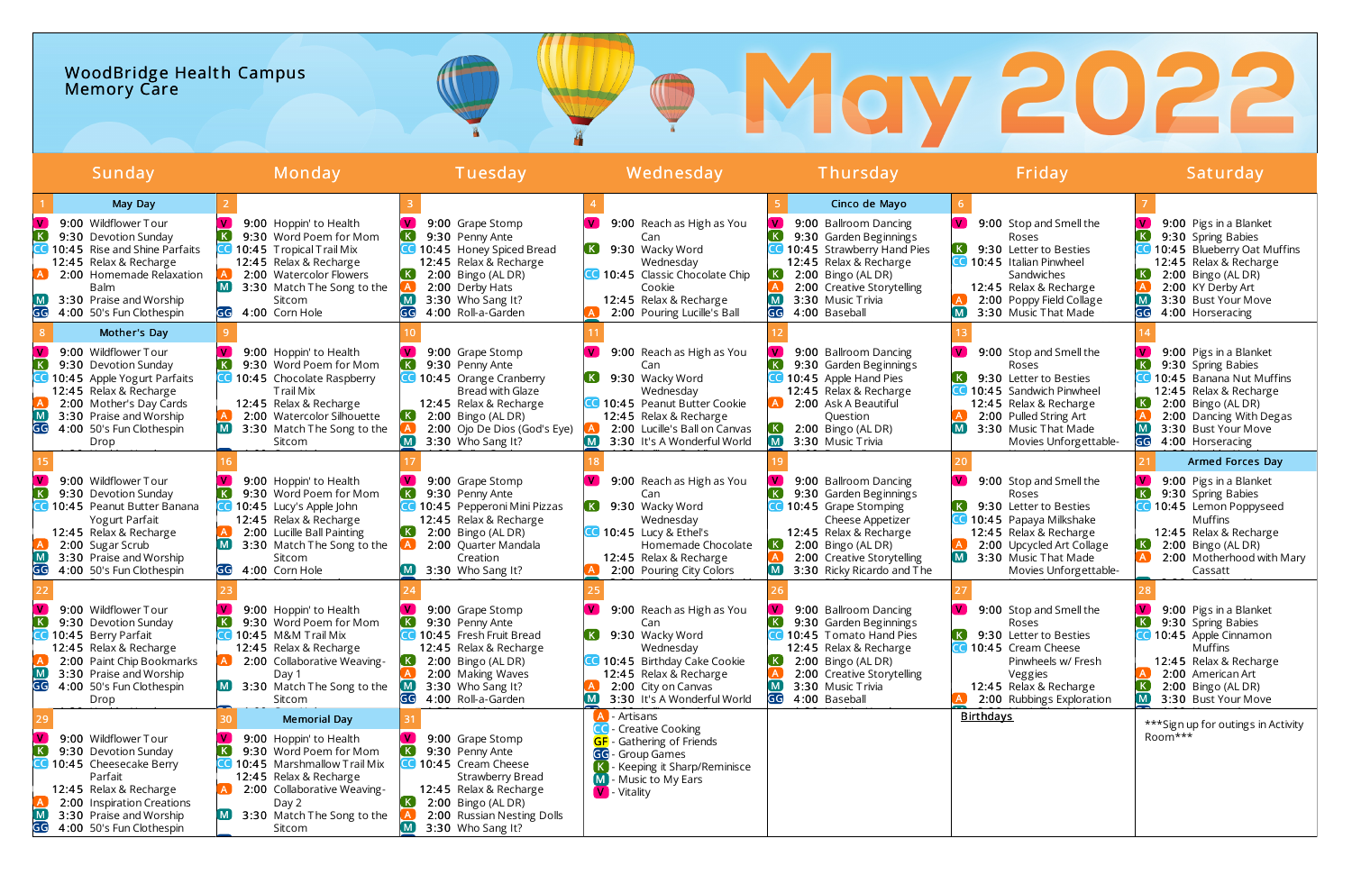# WoodBridge Health Campus
## Memory Care

# May 2022

| Sunday | Monday | Tuesday | Wednesday | Thursday | Friday | Saturday |
|---|---|---|---|---|---|---|
| **1** May Day<br>V 9:00 Wildflower Tour<br>K 9:30 Devotion Sunday<br>CC 10:45 Rise and Shine Parfaits<br>12:45 Relax & Recharge<br>A 2:00 Homemade Relaxation Balm<br>M 3:30 Praise and Worship<br>GG 4:00 50's Fun Clothespin | **2**<br>V 9:00 Hoppin' to Health<br>K 9:30 Word Poem for Mom<br>CC 10:45 Tropical Trail Mix<br>12:45 Relax & Recharge<br>A 2:00 Watercolor Flowers<br>M 3:30 Match The Song to the Sitcom<br>GG 4:00 Corn Hole | **3**<br>V 9:00 Grape Stomp<br>K 9:30 Penny Ante<br>CC 10:45 Honey Spiced Bread<br>12:45 Relax & Recharge<br>K 2:00 Bingo (AL DR)<br>A 2:00 Derby Hats<br>M 3:30 Who Sang It?<br>GG 4:00 Roll-a-Garden | **4**<br>V 9:00 Reach as High as You Can<br>K 9:30 Wacky Word Wednesday<br>CC 10:45 Classic Chocolate Chip Cookie<br>12:45 Relax & Recharge<br>A 2:00 Pouring Lucille's Ball | **5** Cinco de Mayo<br>V 9:00 Ballroom Dancing<br>K 9:30 Garden Beginnings<br>CC 10:45 Strawberry Hand Pies<br>12:45 Relax & Recharge<br>K 2:00 Bingo (AL DR)<br>A 2:00 Creative Storytelling<br>M 3:30 Music Trivia<br>GG 4:00 Baseball | **6**<br>V 9:00 Stop and Smell the Roses<br>K 9:30 Letter to Besties<br>CC 10:45 Italian Pinwheel Sandwiches<br>12:45 Relax & Recharge<br>A 2:00 Poppy Field Collage<br>M 3:30 Music That Made | **7**<br>V 9:00 Pigs in a Blanket<br>K 9:30 Spring Babies<br>CC 10:45 Blueberry Oat Muffins<br>12:45 Relax & Recharge<br>K 2:00 Bingo (AL DR)<br>A 2:00 KY Derby Art<br>M 3:30 Bust Your Move<br>GG 4:00 Horseracing |
| **8** Mother's Day<br>V 9:00 Wildflower Tour<br>K 9:30 Devotion Sunday<br>CC 10:45 Apple Yogurt Parfaits<br>12:45 Relax & Recharge<br>A 2:00 Mother's Day Cards<br>M 3:30 Praise and Worship<br>GG 4:00 50's Fun Clothespin Drop | **9**<br>V 9:00 Hoppin' to Health<br>K 9:30 Word Poem for Mom<br>CC 10:45 Chocolate Raspberry Trail Mix<br>12:45 Relax & Recharge<br>A 2:00 Watercolor Silhouette<br>M 3:30 Match The Song to the Sitcom | **10**<br>V 9:00 Grape Stomp<br>K 9:30 Penny Ante<br>CC 10:45 Orange Cranberry Bread with Glaze<br>12:45 Relax & Recharge<br>K 2:00 Bingo (AL DR)<br>A 2:00 Ojo De Dios (God's Eye)<br>M 3:30 Who Sang It? | **11**<br>V 9:00 Reach as High as You Can<br>K 9:30 Wacky Word Wednesday<br>CC 10:45 Peanut Butter Cookie<br>12:45 Relax & Recharge<br>A 2:00 Lucille's Ball on Canvas<br>M 3:30 It's A Wonderful World | **12**<br>V 9:00 Ballroom Dancing<br>K 9:30 Garden Beginnings<br>CC 10:45 Apple Hand Pies<br>12:45 Relax & Recharge<br>A 2:00 Ask A Beautiful Question<br>K 2:00 Bingo (AL DR)<br>M 3:30 Music Trivia | **13**<br>V 9:00 Stop and Smell the Roses<br>K 9:30 Letter to Besties<br>CC 10:45 Sandwich Pinwheel<br>12:45 Relax & Recharge<br>A 2:00 Pulled String Art<br>M 3:30 Music That Made Movies Unforgettable- | **14**<br>V 9:00 Pigs in a Blanket<br>K 9:30 Spring Babies<br>CC 10:45 Banana Nut Muffins<br>12:45 Relax & Recharge<br>K 2:00 Bingo (AL DR)<br>A 2:00 Dancing With Degas<br>M 3:30 Bust Your Move<br>GG 4:00 Horseracing |
| **15**<br>V 9:00 Wildflower Tour<br>K 9:30 Devotion Sunday<br>CC 10:45 Peanut Butter Banana Yogurt Parfait<br>12:45 Relax & Recharge<br>A 2:00 Sugar Scrub<br>M 3:30 Praise and Worship<br>GG 4:00 50's Fun Clothespin | **16**<br>V 9:00 Hoppin' to Health<br>K 9:30 Word Poem for Mom<br>CC 10:45 Lucy's Apple John<br>12:45 Relax & Recharge<br>A 2:00 Lucille Ball Painting<br>M 3:30 Match The Song to the Sitcom<br>GG 4:00 Corn Hole | **17**<br>V 9:00 Grape Stomp<br>K 9:30 Penny Ante<br>CC 10:45 Pepperoni Mini Pizzas<br>12:45 Relax & Recharge<br>K 2:00 Bingo (AL DR)<br>A 2:00 Quarter Mandala Creation<br>M 3:30 Who Sang It? | **18**<br>V 9:00 Reach as High as You Can<br>K 9:30 Wacky Word Wednesday<br>CC 10:45 Lucy & Ethel's Homemade Chocolate<br>12:45 Relax & Recharge<br>A 2:00 Pouring City Colors | **19**<br>V 9:00 Ballroom Dancing<br>K 9:30 Garden Beginnings<br>CC 10:45 Grape Stomping Cheese Appetizer<br>12:45 Relax & Recharge<br>K 2:00 Bingo (AL DR)<br>A 2:00 Creative Storytelling<br>M 3:30 Ricky Ricardo and The | **20**<br>V 9:00 Stop and Smell the Roses<br>K 9:30 Letter to Besties<br>CC 10:45 Papaya Milkshake<br>12:45 Relax & Recharge<br>A 2:00 Upcycled Art Collage<br>M 3:30 Music That Made Movies Unforgettable- | **21** Armed Forces Day<br>V 9:00 Pigs in a Blanket<br>K 9:30 Spring Babies<br>CC 10:45 Lemon Poppyseed Muffins<br>12:45 Relax & Recharge<br>K 2:00 Bingo (AL DR)<br>A 2:00 Motherhood with Mary Cassatt |
| **22**<br>V 9:00 Wildflower Tour<br>K 9:30 Devotion Sunday<br>CC 10:45 Berry Parfait<br>12:45 Relax & Recharge<br>A 2:00 Paint Chip Bookmarks<br>M 3:30 Praise and Worship<br>GG 4:00 50's Fun Clothespin Drop | **23**<br>V 9:00 Hoppin' to Health<br>K 9:30 Word Poem for Mom<br>CC 10:45 M&M Trail Mix<br>12:45 Relax & Recharge<br>A 2:00 Collaborative Weaving-Day 1<br>M 3:30 Match The Song to the Sitcom | **24**<br>V 9:00 Grape Stomp<br>K 9:30 Penny Ante<br>CC 10:45 Fresh Fruit Bread<br>12:45 Relax & Recharge<br>K 2:00 Bingo (AL DR)<br>A 2:00 Making Waves<br>M 3:30 Who Sang It?<br>GG 4:00 Roll-a-Garden | **25**<br>V 9:00 Reach as High as You Can<br>K 9:30 Wacky Word Wednesday<br>CC 10:45 Birthday Cake Cookie<br>12:45 Relax & Recharge<br>A 2:00 City on Canvas<br>M 3:30 It's A Wonderful World | **26**<br>V 9:00 Ballroom Dancing<br>K 9:30 Garden Beginnings<br>CC 10:45 Tomato Hand Pies<br>12:45 Relax & Recharge<br>K 2:00 Bingo (AL DR)<br>A 2:00 Creative Storytelling<br>M 3:30 Music Trivia<br>GG 4:00 Baseball | **27**<br>V 9:00 Stop and Smell the Roses<br>K 9:30 Letter to Besties<br>CC 10:45 Cream Cheese Pinwheels w/ Fresh Veggies<br>12:45 Relax & Recharge<br>A 2:00 Rubbings Exploration | **28**<br>V 9:00 Pigs in a Blanket<br>K 9:30 Spring Babies<br>CC 10:45 Apple Cinnamon Muffins<br>12:45 Relax & Recharge<br>A 2:00 American Art<br>K 2:00 Bingo (AL DR)<br>M 3:30 Bust Your Move |
| **29**<br>V 9:00 Wildflower Tour<br>K 9:30 Devotion Sunday<br>CC 10:45 Cheesecake Berry Parfait<br>12:45 Relax & Recharge<br>A 2:00 Inspiration Creations<br>M 3:30 Praise and Worship<br>GG 4:00 50's Fun Clothespin | **30** Memorial Day<br>V 9:00 Hoppin' to Health<br>K 9:30 Word Poem for Mom<br>CC 10:45 Marshmallow Trail Mix<br>12:45 Relax & Recharge<br>A 2:00 Collaborative Weaving-Day 2<br>M 3:30 Match The Song to the Sitcom | **31**<br>V 9:00 Grape Stomp<br>K 9:30 Penny Ante<br>CC 10:45 Cream Cheese Strawberry Bread<br>12:45 Relax & Recharge<br>K 2:00 Bingo (AL DR)<br>A 2:00 Russian Nesting Dolls<br>M 3:30 Who Sang It? | A - Artisans<br>CC - Creative Cooking<br>GF - Gathering of Friends<br>GG - Group Games<br>K - Keeping it Sharp/Reminisce<br>M - Music to My Ears<br>V - Vitality | | **Birthdays** | ***Sign up for outings in Activity Room*** |